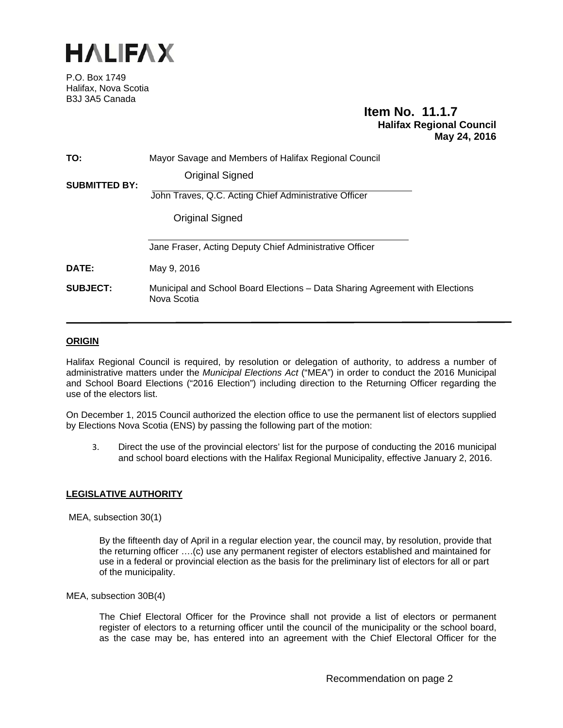# HALIFAX

P.O. Box 1749
Halifax, Nova Scotia
B3J 3A5 Canada

**Item No. 11.1.7**
**Halifax Regional Council**
**May 24, 2016**

**TO:** Mayor Savage and Members of Halifax Regional Council

**SUBMITTED BY:**

Original Signed

John Traves, Q.C. Acting Chief Administrative Officer

Original Signed

Jane Fraser, Acting Deputy Chief Administrative Officer

**DATE:** May 9, 2016

**SUBJECT:** Municipal and School Board Elections – Data Sharing Agreement with Elections Nova Scotia

## ORIGIN

Halifax Regional Council is required, by resolution or delegation of authority, to address a number of administrative matters under the *Municipal Elections Act* ("MEA") in order to conduct the 2016 Municipal and School Board Elections ("2016 Election") including direction to the Returning Officer regarding the use of the electors list.

On December 1, 2015 Council authorized the election office to use the permanent list of electors supplied by Elections Nova Scotia (ENS) by passing the following part of the motion:

3. Direct the use of the provincial electors' list for the purpose of conducting the 2016 municipal and school board elections with the Halifax Regional Municipality, effective January 2, 2016.

## LEGISLATIVE AUTHORITY

MEA, subsection 30(1)

> By the fifteenth day of April in a regular election year, the council may, by resolution, provide that the returning officer ….(c) use any permanent register of electors established and maintained for use in a federal or provincial election as the basis for the preliminary list of electors for all or part of the municipality.

MEA, subsection 30B(4)

> The Chief Electoral Officer for the Province shall not provide a list of electors or permanent register of electors to a returning officer until the council of the municipality or the school board, as the case may be, has entered into an agreement with the Chief Electoral Officer for the

Recommendation on page 2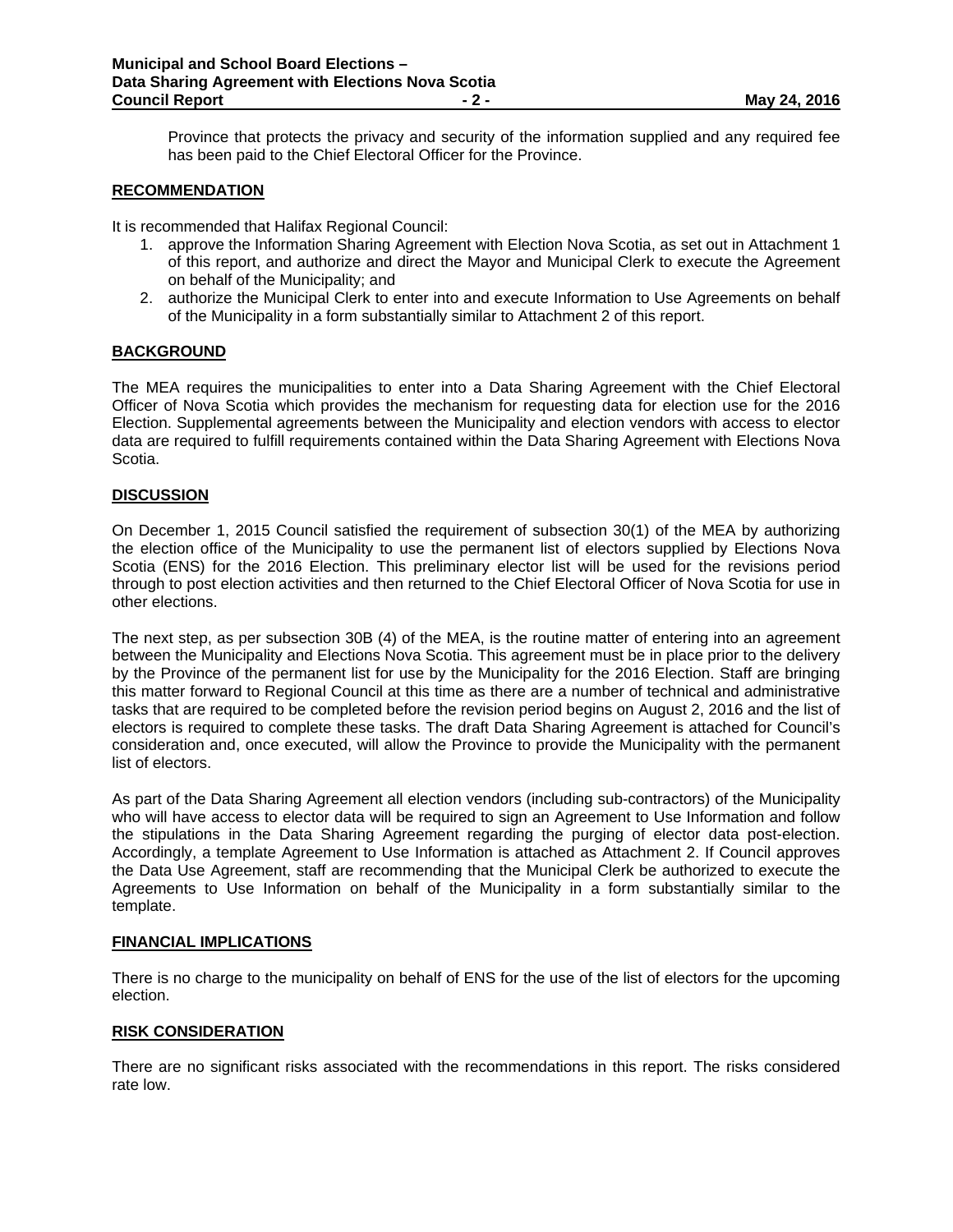Province that protects the privacy and security of the information supplied and any required fee has been paid to the Chief Electoral Officer for the Province.

## RECOMMENDATION

It is recommended that Halifax Regional Council:

1. approve the Information Sharing Agreement with Election Nova Scotia, as set out in Attachment 1 of this report, and authorize and direct the Mayor and Municipal Clerk to execute the Agreement on behalf of the Municipality; and
2. authorize the Municipal Clerk to enter into and execute Information to Use Agreements on behalf of the Municipality in a form substantially similar to Attachment 2 of this report.

## BACKGROUND

The MEA requires the municipalities to enter into a Data Sharing Agreement with the Chief Electoral Officer of Nova Scotia which provides the mechanism for requesting data for election use for the 2016 Election. Supplemental agreements between the Municipality and election vendors with access to elector data are required to fulfill requirements contained within the Data Sharing Agreement with Elections Nova Scotia.

## DISCUSSION

On December 1, 2015 Council satisfied the requirement of subsection 30(1) of the MEA by authorizing the election office of the Municipality to use the permanent list of electors supplied by Elections Nova Scotia (ENS) for the 2016 Election. This preliminary elector list will be used for the revisions period through to post election activities and then returned to the Chief Electoral Officer of Nova Scotia for use in other elections.

The next step, as per subsection 30B (4) of the MEA, is the routine matter of entering into an agreement between the Municipality and Elections Nova Scotia. This agreement must be in place prior to the delivery by the Province of the permanent list for use by the Municipality for the 2016 Election. Staff are bringing this matter forward to Regional Council at this time as there are a number of technical and administrative tasks that are required to be completed before the revision period begins on August 2, 2016 and the list of electors is required to complete these tasks. The draft Data Sharing Agreement is attached for Council's consideration and, once executed, will allow the Province to provide the Municipality with the permanent list of electors.

As part of the Data Sharing Agreement all election vendors (including sub-contractors) of the Municipality who will have access to elector data will be required to sign an Agreement to Use Information and follow the stipulations in the Data Sharing Agreement regarding the purging of elector data post-election. Accordingly, a template Agreement to Use Information is attached as Attachment 2. If Council approves the Data Use Agreement, staff are recommending that the Municipal Clerk be authorized to execute the Agreements to Use Information on behalf of the Municipality in a form substantially similar to the template.

## FINANCIAL IMPLICATIONS

There is no charge to the municipality on behalf of ENS for the use of the list of electors for the upcoming election.

## RISK CONSIDERATION

There are no significant risks associated with the recommendations in this report. The risks considered rate low.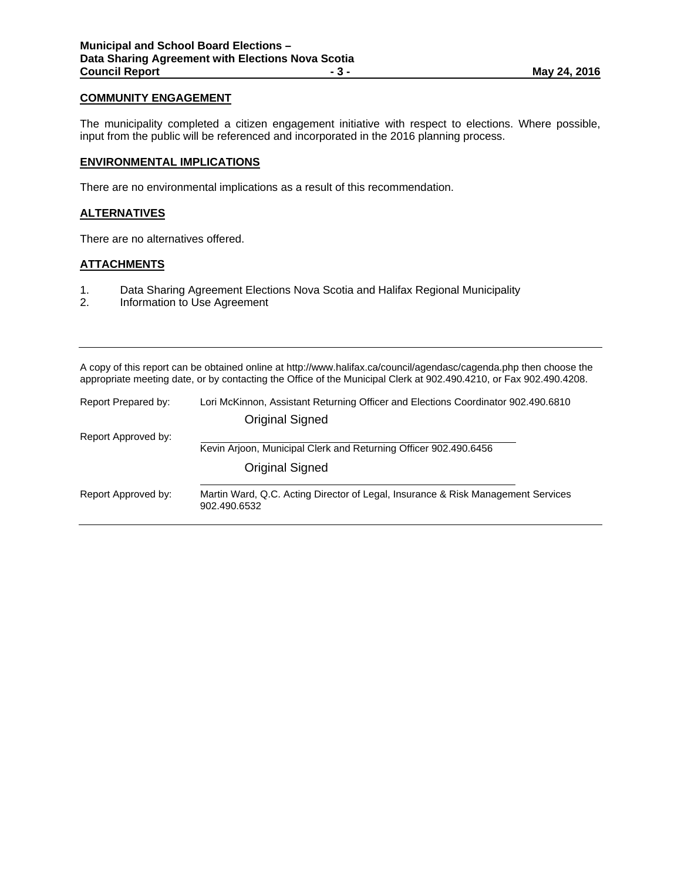## COMMUNITY ENGAGEMENT

The municipality completed a citizen engagement initiative with respect to elections. Where possible, input from the public will be referenced and incorporated in the 2016 planning process.

## ENVIRONMENTAL IMPLICATIONS

There are no environmental implications as a result of this recommendation.

## ALTERNATIVES

There are no alternatives offered.

## ATTACHMENTS

1. Data Sharing Agreement Elections Nova Scotia and Halifax Regional Municipality
2. Information to Use Agreement

---

A copy of this report can be obtained online at http://www.halifax.ca/council/agendasc/cagenda.php then choose the appropriate meeting date, or by contacting the Office of the Municipal Clerk at 902.490.4210, or Fax 902.490.4208.

Report Prepared by: Lori McKinnon, Assistant Returning Officer and Elections Coordinator 902.490.6810

Original Signed

Report Approved by: Kevin Arjoon, Municipal Clerk and Returning Officer 902.490.6456

Original Signed

Report Approved by: Martin Ward, Q.C. Acting Director of Legal, Insurance & Risk Management Services 902.490.6532